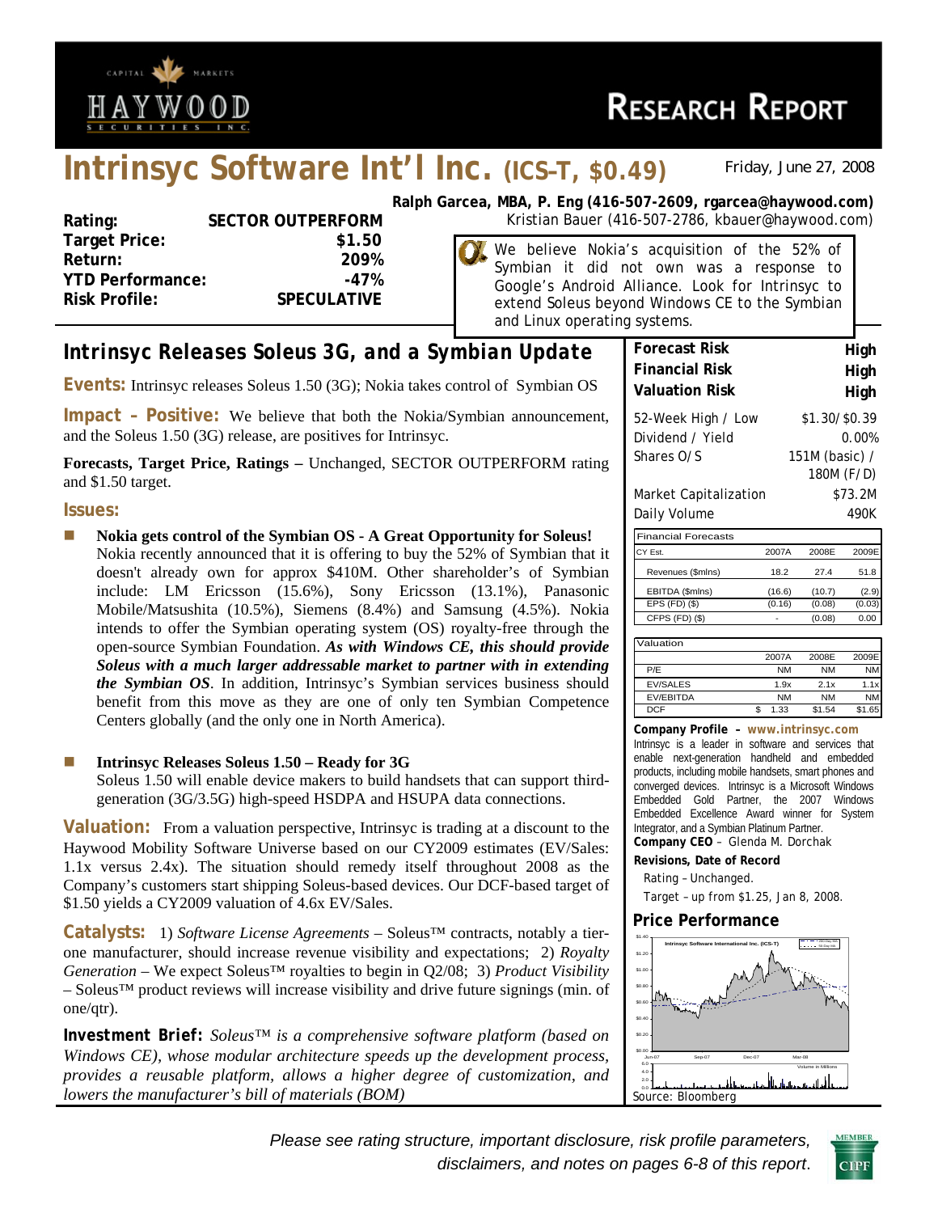# Intrinsyc Software Int'l Inc. (ICS–T, $0.49)

Friday, June 27, 2008

**Ralph Garcea, MBA, P. Eng (416-507-2609, rgarcea@haywood.com)**
Kristian Bauer (416-507-2786, kbauer@haywood.com)

| | |
|---|---|
| **Rating:** | **SECTOR OUTPERFORM** |
| **Target Price:** | **$1.50** |
| **Return:** | **209%** |
| **YTD Performance:** | **-47%** |
| **Risk Profile:** | **SPECULATIVE** |

We believe Nokia's acquisition of the 52% of Symbian it did not own was a response to Google's Android Alliance. Look for Intrinsyc to extend Soleus beyond Windows CE to the Symbian and Linux operating systems.

## Intrinsyc Releases Soleus 3G, and a Symbian Update

**Events:** Intrinsyc releases Soleus 1.50 (3G); Nokia takes control of Symbian OS

**Impact – Positive:** We believe that both the Nokia/Symbian announcement, and the Soleus 1.50 (3G) release, are positives for Intrinsyc.

**Forecasts, Target Price, Ratings –** Unchanged, SECTOR OUTPERFORM rating and $1.50 target.

**Issues:**

- **Nokia gets control of the Symbian OS - A Great Opportunity for Soleus!** Nokia recently announced that it is offering to buy the 52% of Symbian that it doesn't already own for approx $410M. Other shareholder's of Symbian include: LM Ericsson (15.6%), Sony Ericsson (13.1%), Panasonic Mobile/Matsushita (10.5%), Siemens (8.4%) and Samsung (4.5%). Nokia intends to offer the Symbian operating system (OS) royalty-free through the open-source Symbian Foundation. ***As with Windows CE, this should provide Soleus with a much larger addressable market to partner with in extending the Symbian OS***. In addition, Intrinsyc's Symbian services business should benefit from this move as they are one of only ten Symbian Competence Centers globally (and the only one in North America).

- **Intrinsyc Releases Soleus 1.50 – Ready for 3G** Soleus 1.50 will enable device makers to build handsets that can support third-generation (3G/3.5G) high-speed HSDPA and HSUPA data connections.

**Valuation:** From a valuation perspective, Intrinsyc is trading at a discount to the Haywood Mobility Software Universe based on our CY2009 estimates (EV/Sales: 1.1x versus 2.4x). The situation should remedy itself throughout 2008 as the Company's customers start shipping Soleus-based devices. Our DCF-based target of $1.50 yields a CY2009 valuation of 4.6x EV/Sales.

**Catalysts:** 1) *Software License Agreements* – Soleus™ contracts, notably a tier-one manufacturer, should increase revenue visibility and expectations; 2) *Royalty Generation* – We expect Soleus™ royalties to begin in Q2/08; 3) *Product Visibility* – Soleus™ product reviews will increase visibility and drive future signings (min. of one/qtr).

**Investment Brief:** *Soleus™ is a comprehensive software platform (based on Windows CE), whose modular architecture speeds up the development process, provides a reusable platform, allows a higher degree of customization, and lowers the manufacturer's bill of materials (BOM)*

| | |
|---|---|
| **Forecast Risk** | **High** |
| **Financial Risk** | **High** |
| **Valuation Risk** | **High** |

| | |
|---|---|
| 52-Week High / Low | $1.30/$0.39 |
| Dividend / Yield | 0.00% |
| Shares O/S | 151M (basic) / 180M (F/D) |
| Market Capitalization | $73.2M |
| Daily Volume | 490K |

| Financial Forecasts | | | |
|---|---|---|---|
| CY Est. | 2007A | 2008E | 2009E |
| Revenues ($mlns) | 18.2 | 27.4 | 51.8 |
| EBITDA ($mlns) | (16.6) | (10.7) | (2.9) |
| EPS (FD) ($) | (0.16) | (0.08) | (0.03) |
| CFPS (FD) ($) | - | (0.08) | 0.00 |

| Valuation | | | |
|---|---|---|---|
| | 2007A | 2008E | 2009E |
| P/E | NM | NM | NM |
| EV/SALES | 1.9x | 2.1x | 1.1x |
| EV/EBITDA | NM | NM | NM |
| DCF | $ 1.33 | $1.54 | $1.65 |

**Company Profile – www.intrinsyc.com**
Intrinsyc is a leader in software and services that enable next-generation handheld and embedded products, including mobile handsets, smart phones and converged devices. Intrinsyc is a Microsoft Windows Embedded Gold Partner, the 2007 Windows Embedded Excellence Award winner for System Integrator, and a Symbian Platinum Partner.
**Company CEO** – Glenda M. Dorchak

**Revisions, Date of Record**
Rating – Unchanged.
Target – up from $1.25, Jan 8, 2008.

**Price Performance**

Source: Bloomberg

*Please see rating structure, important disclosure, risk profile parameters, disclaimers, and notes on pages 6-8 of this report.*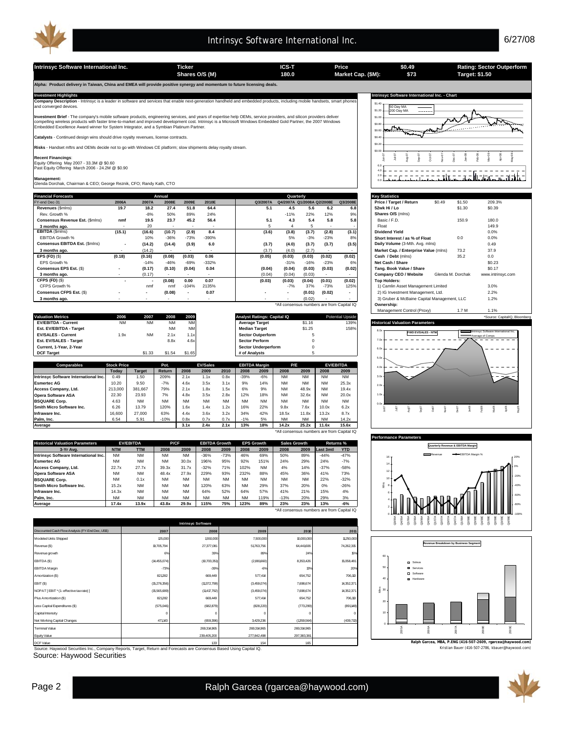# Intrinsyc Software International Inc.

6/27/08

| Intrinsyc Software International Inc. | Ticker | ICS-T | Price | $0.49 | Rating: Sector Outperform |
|---|---|---|---|---|---|
| | Shares O/S (M) | 180.0 | Market Cap. ($M): | $73 | Target: $1.50 |

**Alpha: Product delivery in Taiwan, China and EMEA will provide positive synergy and momentum to future licensing deals.**

## Investment Highlights

**Company Description** - Intrinsyc is a leader in software and services that enable next-generation handheld and embedded products, including mobile handsets, smart phones and converged devices.

**Investment Brief** - The company's mobile software products, engineering services, and years of expertise help OEMs, service providers, and silicon providers deliver compelling wireless products with faster time-to-market and improved development cost. Intrinsyc is a Microsoft Windows Embedded Gold Partner, the 2007 Windows Embedded Excellence Award winner for System Integrator, and a Symbian Platinum Partner.

**Catalysts** - Continued design wins should drive royalty revenues, license contracts.

**Risks** - Handset mftrs and OEMs decide not to go with Windows CE platform; slow shipments delay royalty stream.

**Recent Financings**:
Equity Offering May 2007 - 33.3M @ $0.60
Past Equity Offering March 2006 - 24.2M @ $0.90

**Management:**
Glenda Dorchak, Chairman & CEO; George Reznik, CFO; Randy Kath, CTO

## Financial Forecasts

| FY-end Dec-31 | 2006A | 2007A | 2008E | 2009E | 2010E | Q3/2007A | Q4/2007A | Q1/2008A | Q2/2008E | Q3/2008E |
|---|---|---|---|---|---|---|---|---|---|---|
| **Revenues** ($mlns) | 19.7 | 18.2 | 27.4 | 51.8 | 64.4 | 5.1 | 4.5 | 5.6 | 6.2 | 6.8 |
| Rev. Growth % | | -8% | 50% | 89% | 24% | | -11% | 22% | 12% | 9% |
| **Consensus Revenue Est.** ($mlns) | nmf | 19.5 | 23.7 | 45.2 | 56.4 | 5.1 | 4.3 | 5.4 | 5.8 | 5.8 |
| **3 months ago.** | - | 20 | - | - | - | 5 | 4 | 5 | - | - |
| **EBITDA** ($mlns) | (15.1) | (16.6) | (10.7) | (2.9) | 8.4 | (3.6) | (3.8) | (3.7) | (2.8) | (3.1) |
| EBITDA Growth % | | 10% | -36% | -73% | -390% | | 5% | -3% | -23% | 8% |
| **Consensus EBITDA Est.** ($mlns) | - | (14.2) | (14.4) | (3.9) | 6.0 | (3.7) | (4.0) | (3.7) | (3.7) | (3.5) |
| **3 months ago.** | - | (14.2) | - | - | - | (3.7) | (4.0) | (2.7) | - | - |
| **EPS (FD)** ($) | (0.18) | (0.16) | (0.08) | (0.03) | 0.06 | (0.05) | (0.03) | (0.03) | (0.02) | (0.02) |
| EPS Growth % | | -14% | -46% | -69% | -332% | | -31% | -16% | -23% | 6% |
| **Consensus EPS Est.** ($) | - | (0.17) | (0.10) | (0.04) | 0.04 | (0.04) | (0.04) | (0.03) | (0.03) | (0.02) |
| **3 months ago.** | - | (0.17) | - | - | - | (0.04) | (0.04) | (0.03) | - | - |
| **CFPS (FD)** ($) | - | - | (0.08) | 0.00 | 0.07 | (0.03) | (0.03) | (0.04) | (0.01) | (0.02) |
| CFPS Growth % | | nmf | nmf | -104% | 2135% | | -7% | 37% | -73% | 125% |
| **Consensus CFPS Est.** ($) | - | - | (0.08) | - | 0.07 | - | - | (0.01) | (0.02) | - |
| **3 months ago.** | - | - | - | - | - | - | - | (0.02) | - | - |

*All consensus numbers are from Capital IQ

## Key Statistics

| | | | |
|---|---|---|---|
| **Price / Target / Return** | $0.49 | $1.50 | 209.3% |
| **52wk Hi / Lo** | | $1.30 | $0.39 |
| **Shares O/S** (mlns) | | | |
| Basic / F.D. | | 150.9 | 180.0 |
| Float | | | 149.9 |
| **Dividend Yield** | | | 0.0% |
| **Short Interest / as % of Float** | | 0.0 | 0.0% |
| **Daily Volume** (3-Mth. Avg. mlns) | | | 0.49 |
| **Market Cap. / Enterprise Value** (mlns) | | 73.2 | 37.9 |
| **Cash / Debt** (mlns) | | 35.2 | 0.0 |
| **Net Cash / Share** | | | $0.23 |
| **Tang. Book Value / Share** | | | $0.17 |
| **Company CEO / Website** | | Glenda M. Dorchak | www.intrinsyc.com |
| **Top Holders:** | | | |
| 1) Camlin Asset Management Limited | | | 3.0% |
| 2) IG Investment Management, Ltd. | | | 2.2% |
| 3) Gruber & McBaine Capital Management, LLC | | | 1.2% |
| **Ownership:** | | | |
| Management Control (Proxy) | | 1.7 M | 1.1% |

*Source: CapitalIQ, Bloomberg

## Valuation Metrics

| Valuation Metrics | 2006 | 2007 | 2008 | 2009 |
|---|---|---|---|---|
| **EV/EBITDA - Current** | NM | NM | NM | NM |
| **Est. EV/EBITDA - Target** | | | NM | NM |
| **EV/SALES - Current** | 1.9x | NM | 2.1x | 1.1x |
| **Est. EV/SALES - Target** | | | 8.8x | 4.6x |
| **Current, 1-Year, 2-Year** | | | | |
| **DCF Target** | | $1.33 | $1.54 | $1.65 |

| Analyst Ratings: Capital IQ | | Potential Upside |
|---|---|---|
| **Average Target** | $1.16 | 139% |
| **Median Target** | $1.25 | 158% |
| **Sector Outperform** | 5 | |
| **Sector Perform** | 0 | |
| **Sector Underperform** | 0 | |
| **# of Analysts** | 5 | |

## Comparables

| Comparables | Stock Price Today | Target | Pot. Return | EV/Sales 2008 | EV/Sales 2009 | EV/Sales 2010 | EBITDA Margin 2008 | EBITDA Margin 2009 | P/E 2008 | P/E 2009 | EV/EBITDA 2008 | EV/EBITDA 2009 |
|---|---|---|---|---|---|---|---|---|---|---|---|---|
| Intrinsyc Software International Inc. | 0.49 | 1.50 | 209% | 2.1x | 1.1x | 0.8x | -39% | -6% | NM | NM | NM | NM |
| Esmertec AG | 10.20 | 9.50 | -7% | 4.6x | 3.5x | 3.1x | 9% | 14% | NM | NM | NM | 25.3x |
| Access Company, Ltd. | 213,000 | 381,667 | 79% | 2.1x | 1.8x | 1.5x | 6% | 9% | NM | 48.9x | NM | 19.4x |
| Opera Software ASA | 22.30 | 23.93 | 7% | 4.8x | 3.5x | 2.8x | 12% | 18% | NM | 32.6x | NM | 20.0x |
| BSQUARE Corp. | 4.63 | NM | NM | NM | NM | NM | NM | NM | NM | NM | NM | NM |
| Smith Micro Software Inc. | 6.26 | 13.79 | 120% | 1.6x | 1.4x | 1.2x | 16% | 22% | 9.8x | 7.6x | 10.0x | 6.2x |
| Infraware Inc. | 16,600 | 27,000 | 63% | 4.4x | 3.6x | 3.2x | 34% | 42% | 18.5x | 11.8x | 13.2x | 8.7x |
| Palm, Inc. | 6.54 | 5.91 | -10% | 0.8x | 0.7x | 0.7x | -1% | 5% | NM | NM | NM | 14.2x |
| **Average** | | | | **3.1x** | **2.4x** | **2.1x** | **13%** | **18%** | **14.2x** | **25.2x** | **11.6x** | **15.6x** |

*All consensus numbers are from Capital IQ

## Historical Valuation Parameters

| 3-Yr Avg. | EV/EBITDA NTM | EV/EBITDA TTM | P/CF 2008 | P/CF 2009 | EBITDA Growth 2008 | EBITDA Growth 2009 | EPS Growth 2008 | EPS Growth 2009 | Sales Growth 2008 | Sales Growth 2009 | Returns % Last 3mtl | Returns % YTD |
|---|---|---|---|---|---|---|---|---|---|---|---|---|
| Intrinsyc Software International Inc. | NM | NM | NM | NM | -36% | -73% | 46% | 69% | 50% | 89% | -44% | -47% |
| Esmertec AG | NM | NM | NM | 30.0x | 196% | 95% | 92% | 151% | 24% | 29% | 24% | -7% |
| Access Company, Ltd. | 22.7x | 27.7x | 39.3x | 31.7x | -32% | 71% | 102% | NM | 4% | 14% | -37% | -58% |
| Opera Software ASA | NM | NM | 48.4x | 27.9x | 229% | 93% | 232% | 88% | 45% | 36% | 41% | 73% |
| BSQUARE Corp. | NM | 0.1x | NM | NM | NM | NM | NM | NM | NM | NM | 22% | -32% |
| Smith Micro Software Inc. | 15.2x | NM | NM | NM | 120% | 63% | NM | 29% | 37% | 20% | 0% | -26% |
| Infraware Inc. | 14.3x | NM | NM | NM | 64% | 52% | 64% | 57% | 41% | 21% | 15% | 4% |
| Palm, Inc. | NM | NM | NM | NM | NM | NM | NM | 119% | -13% | 20% | 29% | 3% |
| **Average** | **17.4x** | **13.9x** | **43.8x** | **29.9x** | **115%** | **75%** | **123%** | **89%** | **23%** | **23%** | **13%** | **-6%** |

*All consensus numbers are from Capital IQ

## Intrinsyc Software

| Discounted Cash Flow Analysis (FY-End Dec, US$) | 2007 | 2008 | 2009 | 2010 | 2011 |
|---|---|---|---|---|---|
| Modeled Units Shipped | 125,000 | 1,550,000 | 7,500,000 | 10,000,000 | 11,250,000 |
| Revenue ($) | 19,705,794 | 27,377,081 | 51,763,756 | 64,441,606 | 74,262,315 |
| Revenue growth | 6% | 39% | 89% | 24% | 15% |
| EBITDA ($) | (14,455,074) | (10,703,351) | (2,881,660) | 8,353,426 | 15,058,481 |
| EBITDA Margin | -73% | -39% | -6% | 13% | 20% |
| Amortization ($) | 821,282 | 669,449 | 577,414 | 654,752 | 706,110 |
| EBIT ($) | (15,276,356) | (11,372,799) | (3,459,074) | 7,698,674 | 14,352,371 |
| NOPAT [ EBIT * (1- effective tax rate) ] | (15,565,689) | (11,417,792) | (3,459,074) | 7,698,674 | 14,352,371 |
| Plus Amortization ($) | 821,282 | 669,449 | 577,414 | 654,752 | 706,110 |
| Less Capital Expenditures ($) | (575,046) | (682,879) | (828,220) | (773,299) | (891,148) |
| Capital Intensity | 0 | 0 | 0 | 0 | 0 |
| Net Working Capital Changes | 471,143 | (659,306) | 3,429,236 | (1,359,564) | (439,710) |
| Terminal Value | | 269,314,965 | 269,314,965 | 269,314,965 | |
| Equity Value | | 239,405,200 | 277,842,498 | 297,383,381 | |
| DCF Value | | 133 | 154 | 165 | |

Source: Haywood Securities Inc., Company Reports, Target, Return and Forecasts are Consensus Based Using Capital IQ.

Source: Haywood Securities

Ralph Garcea, MBA, P.ENG (416-507-2609, rgarcea@haywood.com)
Kristian Bauer (416-507-2786, kbauer@haywood.com)

Ralph Garcea (rgarcea@haywood.com)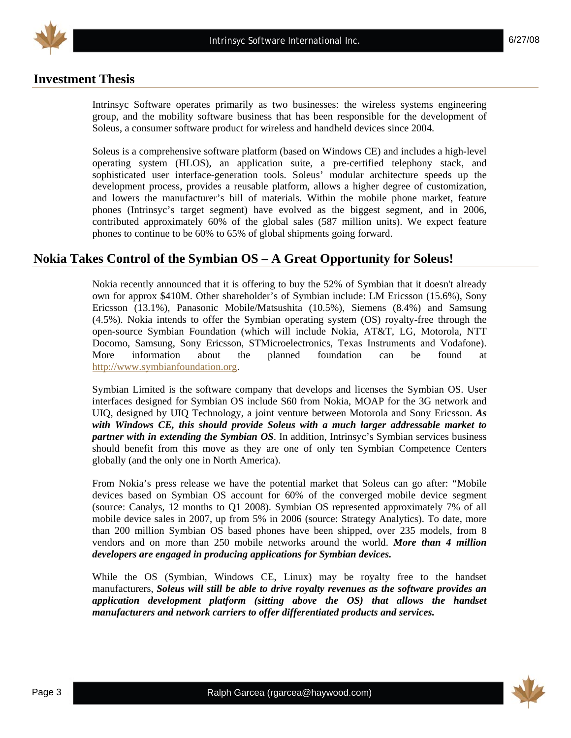## Investment Thesis

Intrinsyc Software operates primarily as two businesses: the wireless systems engineering group, and the mobility software business that has been responsible for the development of Soleus, a consumer software product for wireless and handheld devices since 2004.

Soleus is a comprehensive software platform (based on Windows CE) and includes a high-level operating system (HLOS), an application suite, a pre-certified telephony stack, and sophisticated user interface-generation tools. Soleus' modular architecture speeds up the development process, provides a reusable platform, allows a higher degree of customization, and lowers the manufacturer's bill of materials. Within the mobile phone market, feature phones (Intrinsyc's target segment) have evolved as the biggest segment, and in 2006, contributed approximately 60% of the global sales (587 million units). We expect feature phones to continue to be 60% to 65% of global shipments going forward.

## Nokia Takes Control of the Symbian OS – A Great Opportunity for Soleus!

Nokia recently announced that it is offering to buy the 52% of Symbian that it doesn't already own for approx $410M. Other shareholder's of Symbian include: LM Ericsson (15.6%), Sony Ericsson (13.1%), Panasonic Mobile/Matsushita (10.5%), Siemens (8.4%) and Samsung (4.5%). Nokia intends to offer the Symbian operating system (OS) royalty-free through the open-source Symbian Foundation (which will include Nokia, AT&T, LG, Motorola, NTT Docomo, Samsung, Sony Ericsson, STMicroelectronics, Texas Instruments and Vodafone). More information about the planned foundation can be found at http://www.symbianfoundation.org.

Symbian Limited is the software company that develops and licenses the Symbian OS. User interfaces designed for Symbian OS include S60 from Nokia, MOAP for the 3G network and UIQ, designed by UIQ Technology, a joint venture between Motorola and Sony Ericsson. ***As with Windows CE, this should provide Soleus with a much larger addressable market to partner with in extending the Symbian OS***. In addition, Intrinsyc's Symbian services business should benefit from this move as they are one of only ten Symbian Competence Centers globally (and the only one in North America).

From Nokia's press release we have the potential market that Soleus can go after: "Mobile devices based on Symbian OS account for 60% of the converged mobile device segment (source: Canalys, 12 months to Q1 2008). Symbian OS represented approximately 7% of all mobile device sales in 2007, up from 5% in 2006 (source: Strategy Analytics). To date, more than 200 million Symbian OS based phones have been shipped, over 235 models, from 8 vendors and on more than 250 mobile networks around the world. ***More than 4 million developers are engaged in producing applications for Symbian devices.***

While the OS (Symbian, Windows CE, Linux) may be royalty free to the handset manufacturers, ***Soleus will still be able to drive royalty revenues as the software provides an application development platform (sitting above the OS) that allows the handset manufacturers and network carriers to offer differentiated products and services.***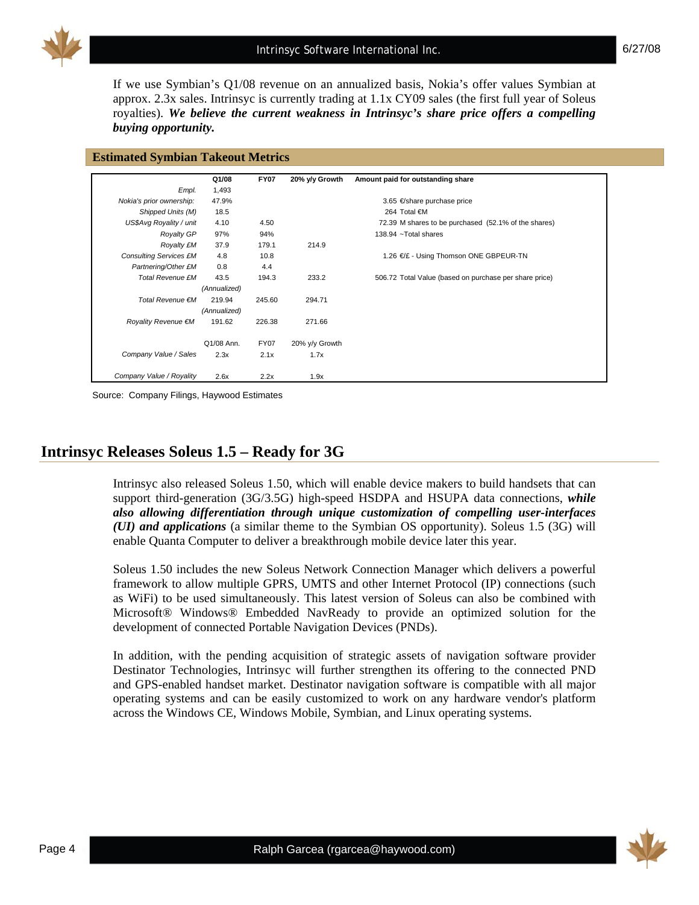If we use Symbian's Q1/08 revenue on an annualized basis, Nokia's offer values Symbian at approx. 2.3x sales. Intrinsyc is currently trading at 1.1x CY09 sales (the first full year of Soleus royalties). ***We believe the current weakness in Intrinsyc's share price offers a compelling buying opportunity.***

**Estimated Symbian Takeout Metrics**

| | Q1/08 | FY07 | 20% y/y Growth | Amount paid for outstanding share |
|---|---|---|---|---|
| *Empl.* | 1,493 | | | |
| *Nokia's prior ownership:* | 47.9% | | | 3.65 €/share purchase price |
| *Shipped Units (M)* | 18.5 | | | 264 Total €M |
| *US$Avg Royality / unit* | 4.10 | 4.50 | | 72.39 M shares to be purchased (52.1% of the shares) |
| *Royalty GP* | 97% | 94% | | 138.94 ~Total shares |
| *Royalty £M* | 37.9 | 179.1 | 214.9 | |
| *Consulting Services £M* | 4.8 | 10.8 | | 1.26 €/£ - Using Thomson ONE GBPEUR-TN |
| *Partnering/Other £M* | 0.8 | 4.4 | | |
| *Total Revenue £M* | 43.5 | 194.3 | 233.2 | 506.72 Total Value (based on purchase per share price) |
| | *(Annualized)* | | | |
| *Total Revenue €M* | 219.94 | 245.60 | 294.71 | |
| | *(Annualized)* | | | |
| *Royality Revenue €M* | 191.62 | 226.38 | 271.66 | |
| | Q1/08 Ann. | FY07 | 20% y/y Growth | |
| *Company Value / Sales* | 2.3x | 2.1x | 1.7x | |
| *Company Value / Royality* | 2.6x | 2.2x | 1.9x | |

Source: Company Filings, Haywood Estimates

## Intrinsyc Releases Soleus 1.5 – Ready for 3G

Intrinsyc also released Soleus 1.50, which will enable device makers to build handsets that can support third-generation (3G/3.5G) high-speed HSDPA and HSUPA data connections, ***while also allowing differentiation through unique customization of compelling user-interfaces (UI) and applications*** (a similar theme to the Symbian OS opportunity). Soleus 1.5 (3G) will enable Quanta Computer to deliver a breakthrough mobile device later this year.

Soleus 1.50 includes the new Soleus Network Connection Manager which delivers a powerful framework to allow multiple GPRS, UMTS and other Internet Protocol (IP) connections (such as WiFi) to be used simultaneously. This latest version of Soleus can also be combined with Microsoft® Windows® Embedded NavReady to provide an optimized solution for the development of connected Portable Navigation Devices (PNDs).

In addition, with the pending acquisition of strategic assets of navigation software provider Destinator Technologies, Intrinsyc will further strengthen its offering to the connected PND and GPS-enabled handset market. Destinator navigation software is compatible with all major operating systems and can be easily customized to work on any hardware vendor's platform across the Windows CE, Windows Mobile, Symbian, and Linux operating systems.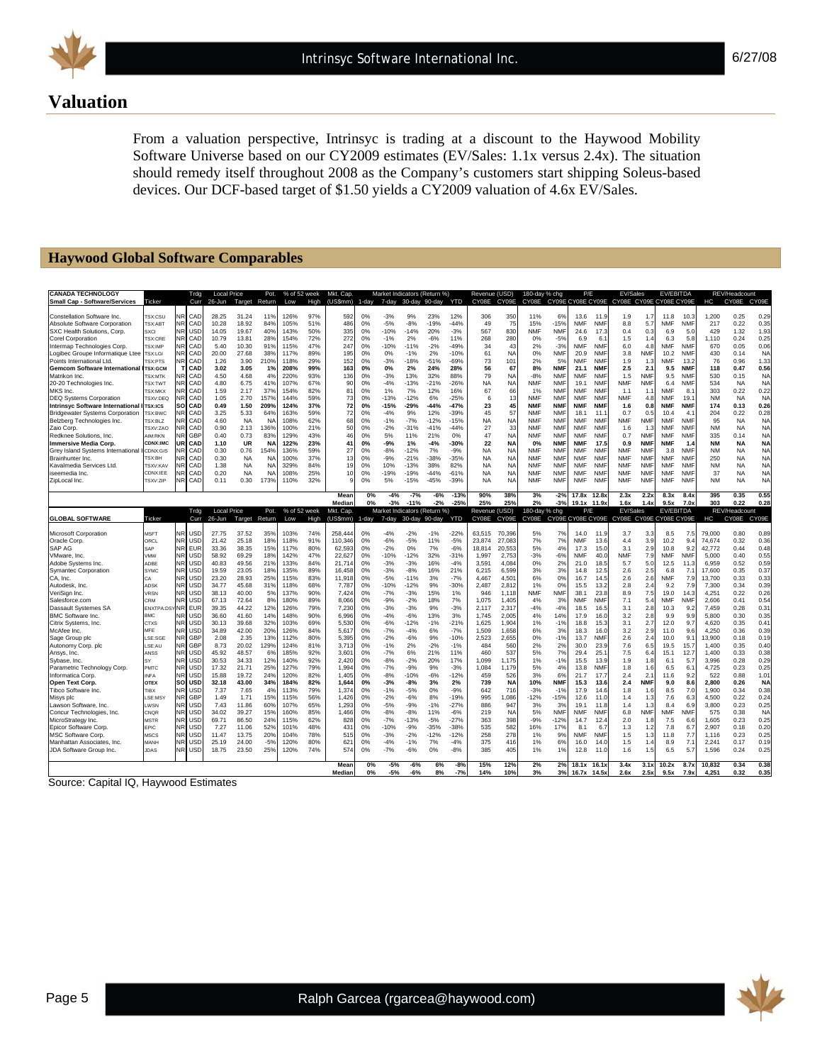# Valuation

From a valuation perspective, Intrinsyc is trading at a discount to the Haywood Mobility Software Universe based on our CY2009 estimates (EV/Sales: 1.1x versus 2.4x). The situation should remedy itself throughout 2008 as the Company's customers start shipping Soleus-based devices. Our DCF-based target of $1.50 yields a CY2009 valuation of 4.6x EV/Sales.

## Haywood Global Software Comparables

| CANADA TECHNOLOGY Small Cap - Software/Services | Ticker | | Trdg Curr | Local Price 26-Jun | Target | Pot. Return | % of 52 week Low | High | Mkt. Cap. (US$mm) | Market Indicators (Return %) 1-day | 7-day | 30-day | 90-day | YTD | Revenue (USD) CY08E | CY09E | 180-day % chg CY08E | CY09E | P/E CY08E | CY09E | EV/Sales CY08E | CY09E | EV/EBITDA CY08E | CY09E | REV/Headcount HC | CY08E | CY09E |
|---|---|---|---|---|---|---|---|---|---|---|---|---|---|---|---|---|---|---|---|---|---|---|---|---|---|---|---|---|
| Constellation Software Inc. | TSX:CSU | NR | CAD | 28.25 | 31.24 | 11% | 126% | 97% | 592 | 0% | -3% | 9% | 23% | 12% | 306 | 350 | 11% | 6% | 13.6 | 11.9 | 1.9 | 1.7 | 11.8 | 10.3 | 1,200 | 0.25 | 0.29 |
| Absolute Software Corporation | TSX:ABT | NR | CAD | 10.28 | 18.92 | 84% | 105% | 51% | 486 | 0% | -5% | -8% | -19% | -44% | 49 | 75 | 15% | -15% | NMF | NMF | 8.8 | 5.7 | NMF | NMF | 217 | 0.22 | 0.35 |
| SXC Health Solutions, Corp. | SXCI | NR | CAD | 14.05 | 19.67 | 40% | 143% | 50% | 335 | 0% | -10% | -14% | 20% | -3% | 567 | 830 | NMF | NMF | 24.6 | 17.3 | 0.4 | 0.3 | 6.9 | 5.0 | 429 | 1.32 | 1.93 |
| Corel Corporation | TSX:CRE | NR | CAD | 10.79 | 13.81 | 28% | 154% | 72% | 272 | 0% | -1% | 2% | -6% | 11% | 268 | 280 | 0% | -5% | 6.9 | 6.1 | 1.5 | 1.4 | 6.3 | 5.8 | 1,110 | 0.24 | 0.25 |
| Intermap Technologies Corp. | TSX:IMP | NR | CAD | 5.40 | 10.30 | 91% | 115% | 47% | 247 | 0% | -10% | -11% | -2% | -49% | 34 | 43 | 2% | -3% | NMF | NMF | 6.0 | 4.8 | NMF | NMF | 670 | 0.05 | 0.06 |
| Logibec Groupe Informatique Ltee | TSX:LGI | NR | CAD | 20.00 | 27.68 | 38% | 117% | 89% | 195 | 0% | 0% | -1% | 2% | -10% | 61 | NA | 0% | NMF | 20.9 | NMF | 3.8 | NMF | 10.2 | NMF | 430 | 0.14 | NA |
| Points International Ltd. | TSX:PTS | NR | CAD | 1.26 | 3.90 | 210% | 118% | 29% | 152 | 0% | -3% | -18% | -51% | -69% | 73 | 101 | 2% | 5% | NMF | NMF | 1.9 | 1.3 | NMF | 13.2 | 76 | 0.96 | 1.33 |
| **Gemcom Software International I** | **TSX:GCM** | **T** | **CAD** | **3.02** | **3.05** | **1%** | **208%** | **99%** | **163** | **0%** | **0%** | **2%** | **24%** | **28%** | **56** | **67** | **8%** | **NMF** | **21.1** | **NMF** | **2.5** | **2.1** | **9.5** | **NMF** | **118** | **0.47** | **0.56** |
| Matrikon Inc. | TSX:MTK | NR | CAD | 4.50 | 4.68 | 4% | 220% | 93% | 136 | 0% | -3% | 13% | 32% | 88% | 79 | NA | -8% | NMF | NMF | NMF | 1.5 | NMF | 9.5 | NMF | 530 | 0.15 | NA |
| 20-20 Technologies Inc. | TSX:TWT | NR | CAD | 4.80 | 6.75 | 41% | 107% | 67% | 90 | 0% | -4% | -13% | -21% | -26% | NA | NA | NMF | NMF | 19.1 | NMF | NMF | NMF | 6.4 | NMF | 534 | NA | NA |
| MKS Inc. | TSX:MKX | NR | CAD | 1.59 | 2.17 | 37% | 154% | 82% | 81 | 0% | 1% | 7% | 12% | 16% | 67 | 66 | 1% | NMF | NMF | NMF | 1.1 | 1.1 | NMF | 8.1 | 303 | 0.22 | 0.22 |
| DEQ Systems Corporation | TSXV:DEQ | NR | CAD | 1.05 | 2.70 | 157% | 144% | 59% | 73 | 0% | -13% | -12% | 6% | -25% | 6 | 13 | NMF | NMF | NMF | NMF | NMF | 4.8 | NMF | 19.1 | NM | NA | NA |
| **Intrinsyc Software International I** | **TSX:ICS** | **SO** | **CAD** | **0.49** | **1.50** | **209%** | **124%** | **37%** | **72** | **0%** | **-15%** | **-29%** | **-44%** | **-47%** | **23** | **45** | **NMF** | **NMF** | **NMF** | **NMF** | **1.6** | **0.8** | **NMF** | **NMF** | **174** | **0.13** | **0.26** |
| Bridgewater Systems Corporation | TSX:BWC | NR | CAD | 3.25 | 5.33 | 64% | 163% | 59% | 72 | 0% | -4% | 9% | 12% | -39% | 45 | 57 | NMF | NMF | 18.1 | 11.1 | 0.7 | 0.5 | 10.4 | 4.1 | 204 | 0.22 | 0.28 |
| Belzberg Technologies Inc. | TSX:BLZ | NR | CAD | 4.60 | NA | NA | 108% | 62% | 68 | 0% | -1% | -7% | -12% | -15% | NA | NA | NMF | NMF | NMF | NMF | NMF | NMF | NMF | NMF | 95 | NA | NA |
| Zaio Corp. | TSXV:ZAO | NR | CAD | 0.90 | 2.13 | 136% | 100% | 21% | 50 | 0% | -2% | -31% | -41% | -44% | 27 | 33 | NMF | NMF | NMF | NMF | 1.6 | 1.3 | NMF | NMF | NM | NA | NA |
| Redknee Solutions, Inc. | AIM:RKN | NR | GBP | 0.40 | 0.73 | 83% | 129% | 43% | 46 | 0% | 5% | 11% | 21% | 0% | 47 | NA | NMF | NMF | NMF | NMF | 0.7 | NMF | NMF | NMF | 335 | 0.14 | NA |
| **Immersive Media Corp.** | **CDNX:IMC** | **UR** | **CAD** | **1.10** | **UR** | **NA** | **122%** | **23%** | **41** | **0%** | **-9%** | **1%** | **-4%** | **-30%** | **22** | **NA** | **0%** | **NMF** | **NMF** | **17.5** | **0.9** | **NMF** | **NMF** | **1.4** | **NM** | **NA** | **NA** |
| Grey Island Systems International I | CDNX:GIS | NR | CAD | 0.30 | 0.76 | 154% | 136% | 59% | 27 | 0% | -8% | -12% | 7% | -9% | NA | NA | NMF | NMF | NMF | NMF | NMF | NMF | 3.8 | NMF | NM | NA | NA |
| Brainhunter Inc. | TSX:BH | NR | CAD | 0.30 | NA | NA | 100% | 37% | 13 | 0% | -9% | -21% | -38% | -35% | NA | NA | NMF | NMF | NMF | NMF | NMF | NMF | NMF | NMF | 250 | NA | NA |
| Kavalmedia Services Ltd. | TSXV:KAV | NR | CAD | 1.38 | NA | NA | 329% | 84% | 19 | 0% | 10% | -13% | 38% | 82% | NA | NA | NMF | NMF | NMF | NMF | NMF | NMF | NMF | NMF | NM | NA | NA |
| iseemedia Inc. | CDNX:IEE | NR | CAD | 0.20 | NA | NA | 108% | 25% | 10 | 0% | -19% | -19% | -44% | -61% | NA | NA | NMF | NMF | NMF | NMF | NMF | NMF | NMF | NMF | 37 | NA | NA |
| ZipLocal Inc. | TSXV:ZIP | NR | CAD | 0.11 | 0.30 | 173% | 110% | 32% | 9 | 0% | 5% | -15% | -45% | -39% | NA | NA | NMF | NMF | NMF | NMF | NMF | NMF | NMF | NMF | NM | NA | NA |
| | | | | | | | | | **Mean** | **0%** | **-4%** | **-7%** | **-6%** | **-13%** | **90%** | **38%** | **3%** | **-2%** | **17.8x** | **12.8x** | **2.3x** | **2.2x** | **8.3x** | **8.4x** | **395** | **0.35** | **0.55** |
| | | | | | | | | | **Median** | **0%** | **-3%** | **-11%** | **-2%** | **-25%** | **25%** | **25%** | **2%** | **-3%** | **19.1x** | **11.9x** | **1.6x** | **1.4x** | **9.5x** | **7.0x** | **303** | **0.22** | **0.28** |

| GLOBAL SOFTWARE | Ticker | | Trdg Curr | Local Price 26-Jun | Target | Pot. Return | % of 52 week Low | High | Mkt. Cap. (US$mm) | Market Indicators (Return %) 1-day | 7-day | 30-day | 90-day | YTD | Revenue (USD) CY08E | CY09E | 180-day % chg CY08E | CY09E | P/E CY08E | CY09E | EV/Sales CY08E | CY09E | EV/EBITDA CY08E | CY09E | REV/Headcount HC | CY08E | CY09E |
|---|---|---|---|---|---|---|---|---|---|---|---|---|---|---|---|---|---|---|---|---|---|---|---|---|---|---|---|---|
| Microsoft Corporation | MSFT | NR | USD | 27.75 | 37.52 | 35% | 103% | 74% | 258,444 | 0% | -4% | -2% | -1% | -22% | 63,515 | 70,396 | 5% | 7% | 14.0 | 11.9 | 3.7 | 3.3 | 8.5 | 7.5 | 79,000 | 0.80 | 0.89 |
| Oracle Corp. | ORCL | NR | USD | 21.42 | 25.18 | 18% | 118% | 91% | 110,346 | 0% | -6% | -5% | 11% | -5% | 23,874 | 27,083 | 7% | 7% | NMF | NMF | 4.4 | 3.9 | 10.2 | 9.4 | 74,674 | 0.32 | 0.36 |
| SAP AG | SAP | NR | EUR | 33.36 | 38.35 | 15% | 117% | 80% | 62,593 | 0% | -2% | 0% | 7% | -6% | 18,814 | 20,553 | 5% | 4% | 17.3 | 15.0 | 3.1 | 2.9 | 10.8 | 9.2 | 42,772 | 0.44 | 0.48 |
| VMware, Inc. | VMW | NR | USD | 58.92 | 69.29 | 18% | 142% | 47% | 22,627 | 0% | -10% | -12% | 32% | -31% | 1,997 | 2,753 | -3% | -6% | NMF | 40.0 | NMF | 7.9 | NMF | NMF | 5,000 | 0.40 | 0.55 |
| Adobe Systems Inc. | ADBE | NR | USD | 40.83 | 49.56 | 21% | 133% | 84% | 21,714 | 0% | -3% | -3% | 16% | -4% | 3,591 | 4,084 | 0% | 2% | 21.0 | 18.5 | 5.7 | 5.0 | 12.5 | 11.3 | 6,959 | 0.52 | 0.59 |
| Symantec Corporation | SYMC | NR | USD | 19.59 | 23.05 | 18% | 135% | 89% | 16,458 | 0% | -3% | -8% | 16% | 21% | 6,215 | 6,599 | 3% | 3% | 14.8 | 12.5 | 2.6 | 2.5 | 6.8 | 7.1 | 17,600 | 0.35 | 0.37 |
| CA, Inc. | CA | NR | USD | 23.20 | 28.93 | 25% | 115% | 83% | 11,918 | 0% | -5% | -11% | 3% | -7% | 4,467 | 4,501 | 6% | 0% | 16.7 | 14.5 | 2.6 | 2.6 | NMF | 7.9 | 13,700 | 0.33 | 0.33 |
| Autodesk, Inc. | ADSK | NR | USD | 34.77 | 45.68 | 31% | 118% | 68% | 7,787 | 0% | -10% | -12% | 9% | -30% | 2,487 | 2,812 | 1% | 0% | 15.5 | 13.2 | 2.8 | 2.4 | 9.2 | 7.9 | 7,300 | 0.34 | 0.39 |
| VeriSign Inc. | VRSN | NR | USD | 38.13 | 40.00 | 5% | 137% | 90% | 7,424 | 0% | -7% | -3% | 15% | 1% | 946 | 1,118 | NMF | NMF | 38.1 | 23.8 | 8.9 | 7.5 | 19.0 | 14.3 | 4,251 | 0.22 | 0.26 |
| Salesforce.com | CRM | NR | USD | 67.13 | 72.64 | 8% | 180% | 89% | 8,066 | 0% | -9% | -2% | 18% | 7% | 1,075 | 1,405 | 4% | 3% | NMF | NMF | 7.1 | 5.4 | NMF | NMF | 2,606 | 0.41 | 0.54 |
| Dassault Systemes SA | ENXTPA:DSY | NR | EUR | 39.35 | 44.22 | 12% | 126% | 79% | 7,230 | 0% | -3% | -3% | 9% | -3% | 2,117 | 2,317 | -4% | -4% | 18.5 | 16.5 | 3.1 | 2.8 | 10.3 | 9.2 | 7,459 | 0.28 | 0.31 |
| BMC Software Inc. | BMC | NR | USD | 36.60 | 41.60 | 14% | 148% | 90% | 6,996 | 0% | -4% | -6% | 13% | 3% | 1,745 | 2,005 | 4% | 14% | 17.9 | 16.0 | 3.2 | 2.8 | 9.9 | 9.9 | 5,800 | 0.30 | 0.35 |
| Citrix Systems, Inc. | CTXS | NR | USD | 30.13 | 39.68 | 32% | 103% | 69% | 5,530 | 0% | -6% | -12% | -1% | -21% | 1,625 | 1,904 | 1% | -1% | 18.8 | 15.3 | 3.1 | 2.7 | 12.0 | 9.7 | 4,620 | 0.35 | 0.41 |
| McAfee Inc. | MFE | NR | USD | 34.89 | 42.00 | 20% | 126% | 84% | 5,617 | 0% | -7% | -4% | 6% | -7% | 1,509 | 1,658 | 6% | 3% | 18.3 | 16.0 | 3.2 | 2.9 | 11.0 | 9.6 | 4,250 | 0.36 | 0.39 |
| Sage Group plc | LSE:SGE | NR | GBP | 2.08 | 2.35 | 13% | 112% | 80% | 5,395 | 0% | -2% | -6% | 9% | -10% | 2,523 | 2,655 | 0% | -1% | 13.7 | NMF | 2.6 | 2.4 | 10.0 | 9.1 | 13,900 | 0.18 | 0.19 |
| Autonomy Corp. plc | LSE:AU | NR | GBP | 8.73 | 20.02 | 129% | 124% | 81% | 3,713 | 0% | -1% | 2% | -2% | -1% | 484 | 560 | 2% | 2% | 30.0 | 23.9 | 7.6 | 6.5 | 19.5 | 15.7 | 1,400 | 0.35 | 0.40 |
| Ansys, Inc. | ANSS | NR | USD | 45.92 | 48.57 | 6% | 185% | 92% | 3,601 | 0% | -7% | 6% | 21% | 11% | 460 | 537 | 5% | 7% | 29.4 | 25.1 | 7.5 | 6.4 | 15.1 | 12.7 | 1,400 | 0.33 | 0.38 |
| Sybase, Inc. | SY | NR | USD | 30.53 | 34.33 | 12% | 140% | 92% | 2,420 | 0% | -8% | -2% | 20% | 17% | 1,099 | 1,175 | 1% | -1% | 15.5 | 13.9 | 1.9 | 1.8 | 6.1 | 5.7 | 3,996 | 0.28 | 0.29 |
| Parametric Technology Corp. | PMTC | NR | USD | 17.32 | 21.71 | 25% | 127% | 79% | 1,994 | 0% | -7% | -9% | 9% | -3% | 1,084 | 1,179 | 5% | 4% | 13.8 | NMF | 1.8 | 1.6 | 6.5 | 6.1 | 4,725 | 0.23 | 0.25 |
| Informatica Corp. | INFA | NR | USD | 15.88 | 19.72 | 24% | 120% | 82% | 1,405 | 0% | -8% | -10% | -6% | -12% | 459 | 526 | 3% | 6% | 21.7 | 17.7 | 2.4 | 2.1 | 11.6 | 9.2 | 522 | 0.88 | 1.01 |
| **Open Text Corp.** | **OTEX** | **SO** | **USD** | **32.18** | **43.00** | **34%** | **184%** | **82%** | **1,644** | **0%** | **-3%** | **-8%** | **3%** | **2%** | **739** | **NA** | **10%** | **NMF** | **15.3** | **13.6** | **2.4** | **NMF** | **9.0** | **8.6** | **2,800** | **0.26** | **NA** |
| Tibco Software Inc. | TIBX | NR | USD | 7.37 | 7.65 | 4% | 113% | 79% | 1,374 | 0% | -1% | -5% | 0% | -9% | 642 | 716 | -3% | -1% | 17.9 | 14.6 | 1.8 | 1.6 | 8.5 | 7.0 | 1,900 | 0.34 | 0.38 |
| Misys plc | LSE:MSY | NR | GBP | 1.49 | 1.71 | 15% | 115% | 56% | 1,426 | 0% | -2% | -6% | 8% | -19% | 995 | 1,086 | -12% | -15% | 12.6 | 11.0 | 1.4 | 1.3 | 7.6 | 6.3 | 4,500 | 0.22 | 0.24 |
| Lawson Software, Inc. | LWSN | NR | USD | 7.43 | 11.86 | 60% | 107% | 65% | 1,293 | 0% | -5% | -9% | -1% | -27% | 886 | 947 | 3% | 3% | 19.1 | 11.8 | 1.4 | 1.3 | 8.4 | 6.9 | 3,800 | 0.23 | 0.25 |
| Concur Technologies, Inc. | CNQR | NR | USD | 34.02 | 39.27 | 15% | 160% | 85% | 1,466 | 0% | -8% | -8% | 11% | -6% | 219 | NA | 5% | NMF | NMF | NMF | 6.8 | NMF | NMF | NMF | 575 | 0.38 | NA |
| MicroStrategy Inc. | MSTR | NR | USD | 69.71 | 86.50 | 24% | 115% | 62% | 828 | 0% | -7% | -13% | -5% | -27% | 363 | 398 | -9% | -12% | 14.7 | 12.4 | 2.0 | 1.8 | 7.5 | 6.6 | 1,605 | 0.23 | 0.25 |
| Epicor Software Corp. | EPIC | NR | USD | 7.27 | 11.06 | 52% | 101% | 48% | 431 | 0% | -10% | -9% | -35% | -38% | 535 | 582 | 16% | 17% | 8.1 | 6.7 | 1.3 | 1.2 | 7.8 | 6.7 | 2,907 | 0.18 | 0.20 |
| MSC Software Corp. | MSCS | NR | USD | 11.47 | 13.75 | 20% | 104% | 78% | 515 | 0% | -3% | -2% | -12% | -12% | 258 | 278 | 1% | 9% | NMF | NMF | 1.5 | 1.3 | 11.8 | 7.7 | 1,116 | 0.23 | 0.25 |
| Manhattan Associates, Inc. | MANH | NR | USD | 25.19 | 24.00 | -5% | 120% | 80% | 621 | 0% | -4% | -1% | 7% | -4% | 375 | 416 | 1% | 6% | 16.0 | 14.0 | 1.5 | 1.4 | 8.9 | 7.1 | 2,241 | 0.17 | 0.19 |
| JDA Software Group Inc. | JDAS | NR | USD | 18.75 | 23.50 | 25% | 120% | 74% | 574 | 0% | -7% | -6% | 0% | -8% | 385 | 405 | 1% | 1% | 12.8 | 11.0 | 1.6 | 1.5 | 6.5 | 5.7 | 1,596 | 0.24 | 0.25 |
| | | | | | | | | | **Mean** | **0%** | **-5%** | **-6%** | **6%** | **-8%** | **15%** | **12%** | **2%** | **2%** | **18.1x** | **16.1x** | **3.4x** | **3.1x** | **10.2x** | **8.7x** | **10,832** | **0.34** | **0.38** |
| | | | | | | | | | **Median** | **0%** | **-5%** | **-6%** | **8%** | **-7%** | **14%** | **10%** | **3%** | **3%** | **16.7x** | **14.5x** | **2.6x** | **2.5x** | **9.5x** | **7.9x** | **4,251** | **0.32** | **0.35** |

Source: Capital IQ, Haywood Estimates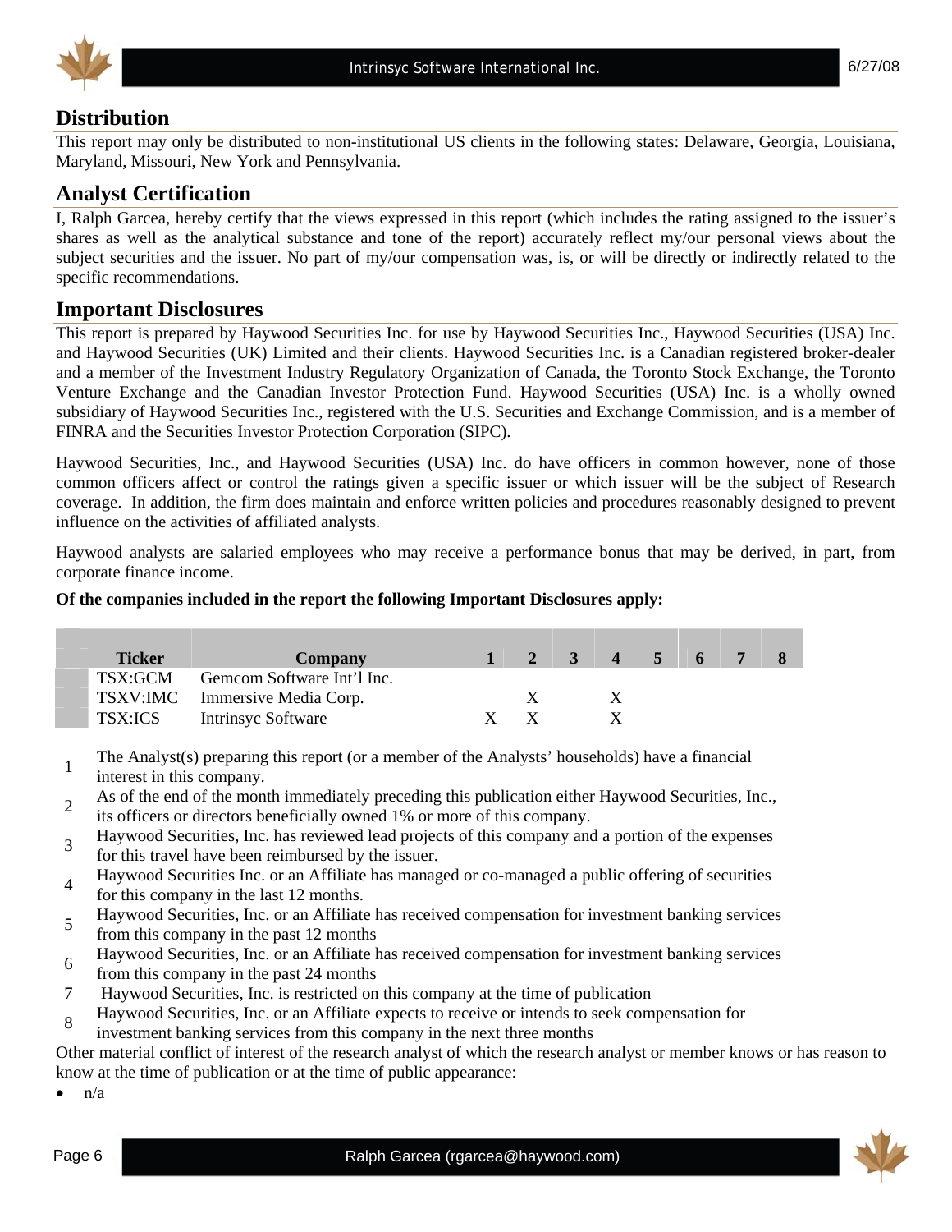## Distribution

This report may only be distributed to non-institutional US clients in the following states: Delaware, Georgia, Louisiana, Maryland, Missouri, New York and Pennsylvania.

## Analyst Certification

I, Ralph Garcea, hereby certify that the views expressed in this report (which includes the rating assigned to the issuer's shares as well as the analytical substance and tone of the report) accurately reflect my/our personal views about the subject securities and the issuer. No part of my/our compensation was, is, or will be directly or indirectly related to the specific recommendations.

## Important Disclosures

This report is prepared by Haywood Securities Inc. for use by Haywood Securities Inc., Haywood Securities (USA) Inc. and Haywood Securities (UK) Limited and their clients. Haywood Securities Inc. is a Canadian registered broker-dealer and a member of the Investment Industry Regulatory Organization of Canada, the Toronto Stock Exchange, the Toronto Venture Exchange and the Canadian Investor Protection Fund. Haywood Securities (USA) Inc. is a wholly owned subsidiary of Haywood Securities Inc., registered with the U.S. Securities and Exchange Commission, and is a member of FINRA and the Securities Investor Protection Corporation (SIPC).

Haywood Securities, Inc., and Haywood Securities (USA) Inc. do have officers in common however, none of those common officers affect or control the ratings given a specific issuer or which issuer will be the subject of Research coverage. In addition, the firm does maintain and enforce written policies and procedures reasonably designed to prevent influence on the activities of affiliated analysts.

Haywood analysts are salaried employees who may receive a performance bonus that may be derived, in part, from corporate finance income.

**Of the companies included in the report the following Important Disclosures apply:**

| Ticker | Company | 1 | 2 | 3 | 4 | 5 | 6 | 7 | 8 |
|---|---|---|---|---|---|---|---|---|---|
| TSX:GCM | Gemcom Software Int'l Inc. | | | | | | | | |
| TSXV:IMC | Immersive Media Corp. | | X | | X | | | | |
| TSX:ICS | Intrinsyc Software | X | X | | X | | | | |

1. The Analyst(s) preparing this report (or a member of the Analysts' households) have a financial interest in this company.
2. As of the end of the month immediately preceding this publication either Haywood Securities, Inc., its officers or directors beneficially owned 1% or more of this company.
3. Haywood Securities, Inc. has reviewed lead projects of this company and a portion of the expenses for this travel have been reimbursed by the issuer.
4. Haywood Securities Inc. or an Affiliate has managed or co-managed a public offering of securities for this company in the last 12 months.
5. Haywood Securities, Inc. or an Affiliate has received compensation for investment banking services from this company in the past 12 months
6. Haywood Securities, Inc. or an Affiliate has received compensation for investment banking services from this company in the past 24 months
7. Haywood Securities, Inc. is restricted on this company at the time of publication
8. Haywood Securities, Inc. or an Affiliate expects to receive or intends to seek compensation for investment banking services from this company in the next three months

Other material conflict of interest of the research analyst of which the research analyst or member knows or has reason to know at the time of publication or at the time of public appearance:

- n/a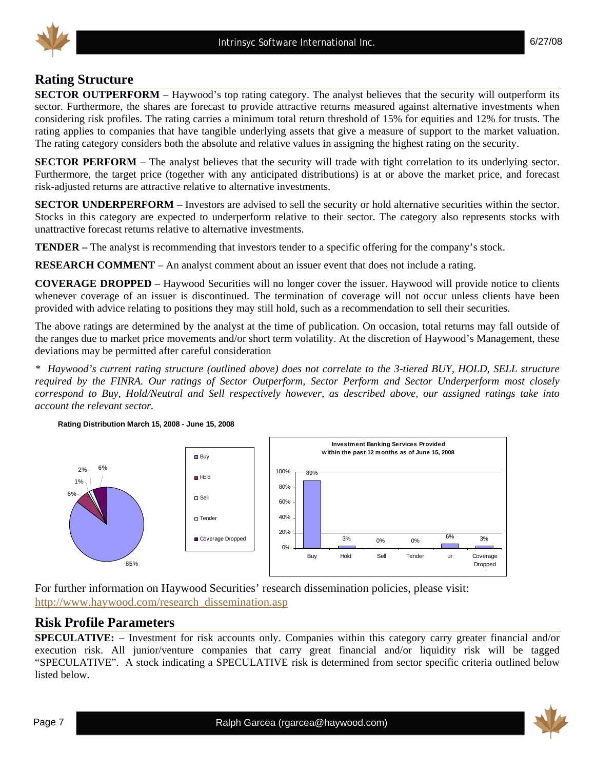## Rating Structure

**SECTOR OUTPERFORM** – Haywood's top rating category. The analyst believes that the security will outperform its sector. Furthermore, the shares are forecast to provide attractive returns measured against alternative investments when considering risk profiles. The rating carries a minimum total return threshold of 15% for equities and 12% for trusts. The rating applies to companies that have tangible underlying assets that give a measure of support to the market valuation. The rating category considers both the absolute and relative values in assigning the highest rating on the security.

**SECTOR PERFORM** – The analyst believes that the security will trade with tight correlation to its underlying sector. Furthermore, the target price (together with any anticipated distributions) is at or above the market price, and forecast risk-adjusted returns are attractive relative to alternative investments.

**SECTOR UNDERPERFORM** – Investors are advised to sell the security or hold alternative securities within the sector. Stocks in this category are expected to underperform relative to their sector. The category also represents stocks with unattractive forecast returns relative to alternative investments.

**TENDER –** The analyst is recommending that investors tender to a specific offering for the company's stock.

**RESEARCH COMMENT** – An analyst comment about an issuer event that does not include a rating.

**COVERAGE DROPPED** – Haywood Securities will no longer cover the issuer. Haywood will provide notice to clients whenever coverage of an issuer is discontinued. The termination of coverage will not occur unless clients have been provided with advice relating to positions they may still hold, such as a recommendation to sell their securities.

The above ratings are determined by the analyst at the time of publication. On occasion, total returns may fall outside of the ranges due to market price movements and/or short term volatility. At the discretion of Haywood's Management, these deviations may be permitted after careful consideration

*\* Haywood's current rating structure (outlined above) does not correlate to the 3-tiered BUY, HOLD, SELL structure required by the FINRA. Our ratings of Sector Outperform, Sector Perform and Sector Underperform most closely correspond to Buy, Hold/Neutral and Sell respectively however, as described above, our assigned ratings take into account the relevant sector.*

**Rating Distribution March 15, 2008 - June 15, 2008**

| Rating | Distribution |
|---|---|
| Buy | 85% |
| Hold | 6% |
| Sell | 1% |
| Tender | 2% |
| Coverage Dropped | 6% |

**Investment Banking Services Provided within the past 12 months as of June 15, 2008**

| Buy | Hold | Sell | Tender | ur | Coverage Dropped |
|---|---|---|---|---|---|
| 89% | 3% | 0% | 0% | 6% | 3% |

For further information on Haywood Securities' research dissemination policies, please visit: http://www.haywood.com/research_dissemination.asp

## Risk Profile Parameters

**SPECULATIVE:** – Investment for risk accounts only. Companies within this category carry greater financial and/or execution risk. All junior/venture companies that carry great financial and/or liquidity risk will be tagged "SPECULATIVE". A stock indicating a SPECULATIVE risk is determined from sector specific criteria outlined below listed below.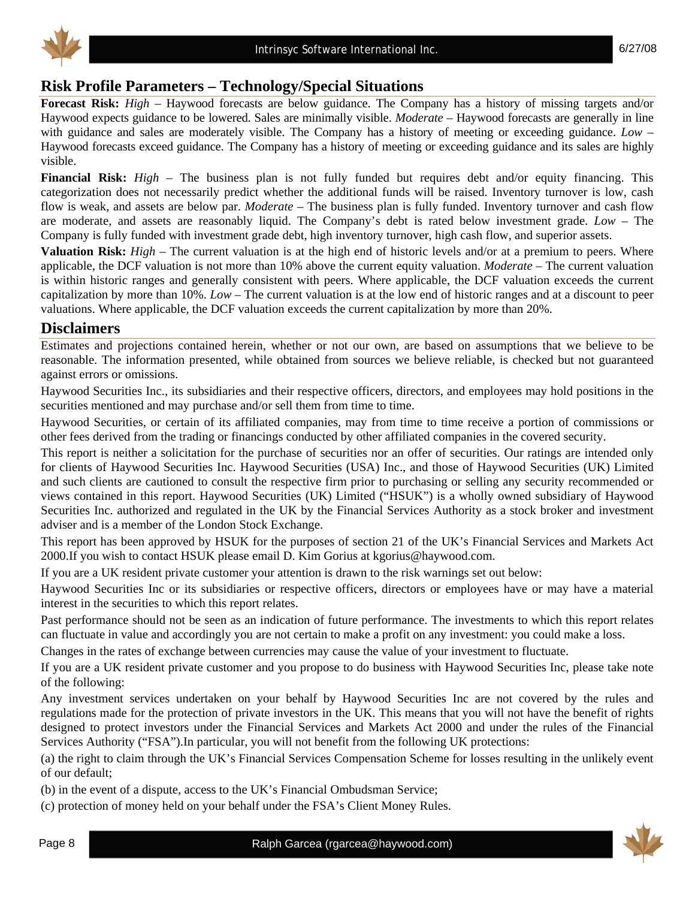## Risk Profile Parameters – Technology/Special Situations

**Forecast Risk:** *High* – Haywood forecasts are below guidance. The Company has a history of missing targets and/or Haywood expects guidance to be lowered. Sales are minimally visible. *Moderate* – Haywood forecasts are generally in line with guidance and sales are moderately visible. The Company has a history of meeting or exceeding guidance. *Low* – Haywood forecasts exceed guidance. The Company has a history of meeting or exceeding guidance and its sales are highly visible.

**Financial Risk:** *High* – The business plan is not fully funded but requires debt and/or equity financing. This categorization does not necessarily predict whether the additional funds will be raised. Inventory turnover is low, cash flow is weak, and assets are below par. *Moderate* – The business plan is fully funded. Inventory turnover and cash flow are moderate, and assets are reasonably liquid. The Company's debt is rated below investment grade. *Low* – The Company is fully funded with investment grade debt, high inventory turnover, high cash flow, and superior assets.

**Valuation Risk:** *High* – The current valuation is at the high end of historic levels and/or at a premium to peers. Where applicable, the DCF valuation is not more than 10% above the current equity valuation. *Moderate* – The current valuation is within historic ranges and generally consistent with peers. Where applicable, the DCF valuation exceeds the current capitalization by more than 10%. *Low* – The current valuation is at the low end of historic ranges and at a discount to peer valuations. Where applicable, the DCF valuation exceeds the current capitalization by more than 20%.

## Disclaimers

Estimates and projections contained herein, whether or not our own, are based on assumptions that we believe to be reasonable. The information presented, while obtained from sources we believe reliable, is checked but not guaranteed against errors or omissions.

Haywood Securities Inc., its subsidiaries and their respective officers, directors, and employees may hold positions in the securities mentioned and may purchase and/or sell them from time to time.

Haywood Securities, or certain of its affiliated companies, may from time to time receive a portion of commissions or other fees derived from the trading or financings conducted by other affiliated companies in the covered security.

This report is neither a solicitation for the purchase of securities nor an offer of securities. Our ratings are intended only for clients of Haywood Securities Inc. Haywood Securities (USA) Inc., and those of Haywood Securities (UK) Limited and such clients are cautioned to consult the respective firm prior to purchasing or selling any security recommended or views contained in this report. Haywood Securities (UK) Limited ("HSUK") is a wholly owned subsidiary of Haywood Securities Inc. authorized and regulated in the UK by the Financial Services Authority as a stock broker and investment adviser and is a member of the London Stock Exchange.

This report has been approved by HSUK for the purposes of section 21 of the UK's Financial Services and Markets Act 2000.If you wish to contact HSUK please email D. Kim Gorius at kgorius@haywood.com.

If you are a UK resident private customer your attention is drawn to the risk warnings set out below:

Haywood Securities Inc or its subsidiaries or respective officers, directors or employees have or may have a material interest in the securities to which this report relates.

Past performance should not be seen as an indication of future performance. The investments to which this report relates can fluctuate in value and accordingly you are not certain to make a profit on any investment: you could make a loss.

Changes in the rates of exchange between currencies may cause the value of your investment to fluctuate.

If you are a UK resident private customer and you propose to do business with Haywood Securities Inc, please take note of the following:

Any investment services undertaken on your behalf by Haywood Securities Inc are not covered by the rules and regulations made for the protection of private investors in the UK. This means that you will not have the benefit of rights designed to protect investors under the Financial Services and Markets Act 2000 and under the rules of the Financial Services Authority ("FSA").In particular, you will not benefit from the following UK protections:

(a) the right to claim through the UK's Financial Services Compensation Scheme for losses resulting in the unlikely event of our default;

(b) in the event of a dispute, access to the UK's Financial Ombudsman Service;

(c) protection of money held on your behalf under the FSA's Client Money Rules.